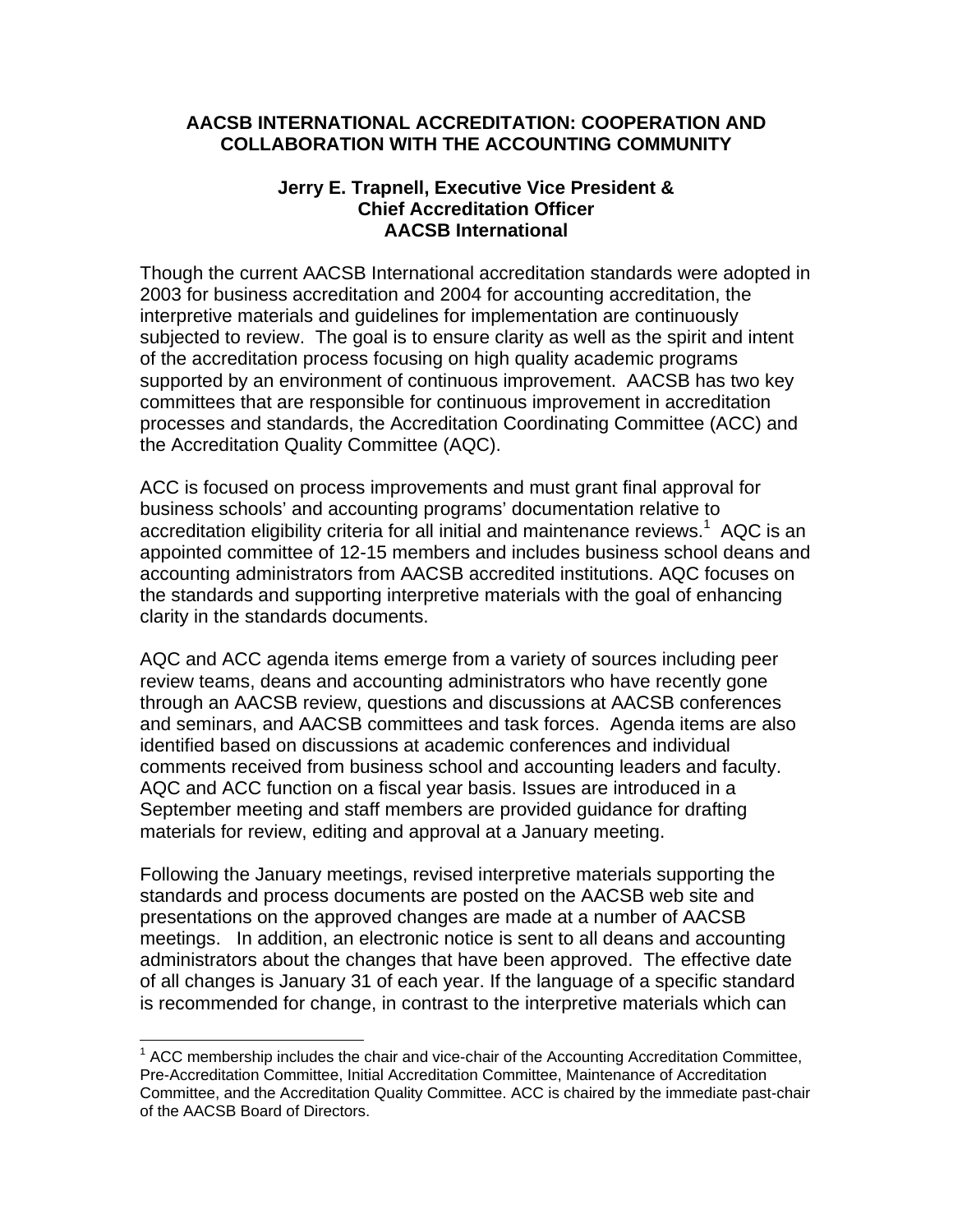# AACSB INTERNATIONAL ACCREDITATION: COOPERATION AND COLLABORATION WITH THE ACCOUNTING COMMUNITY

**Jerry E. Trapnell, Executive Vice President & Chief Accreditation Officer AACSB International**

Though the current AACSB International accreditation standards were adopted in 2003 for business accreditation and 2004 for accounting accreditation, the interpretive materials and guidelines for implementation are continuously subjected to review. The goal is to ensure clarity as well as the spirit and intent of the accreditation process focusing on high quality academic programs supported by an environment of continuous improvement. AACSB has two key committees that are responsible for continuous improvement in accreditation processes and standards, the Accreditation Coordinating Committee (ACC) and the Accreditation Quality Committee (AQC).

ACC is focused on process improvements and must grant final approval for business schools' and accounting programs' documentation relative to accreditation eligibility criteria for all initial and maintenance reviews.[1] AQC is an appointed committee of 12-15 members and includes business school deans and accounting administrators from AACSB accredited institutions. AQC focuses on the standards and supporting interpretive materials with the goal of enhancing clarity in the standards documents.

AQC and ACC agenda items emerge from a variety of sources including peer review teams, deans and accounting administrators who have recently gone through an AACSB review, questions and discussions at AACSB conferences and seminars, and AACSB committees and task forces. Agenda items are also identified based on discussions at academic conferences and individual comments received from business school and accounting leaders and faculty. AQC and ACC function on a fiscal year basis. Issues are introduced in a September meeting and staff members are provided guidance for drafting materials for review, editing and approval at a January meeting.

Following the January meetings, revised interpretive materials supporting the standards and process documents are posted on the AACSB web site and presentations on the approved changes are made at a number of AACSB meetings. In addition, an electronic notice is sent to all deans and accounting administrators about the changes that have been approved. The effective date of all changes is January 31 of each year. If the language of a specific standard is recommended for change, in contrast to the interpretive materials which can

[1] ACC membership includes the chair and vice-chair of the Accounting Accreditation Committee, Pre-Accreditation Committee, Initial Accreditation Committee, Maintenance of Accreditation Committee, and the Accreditation Quality Committee. ACC is chaired by the immediate past-chair of the AACSB Board of Directors.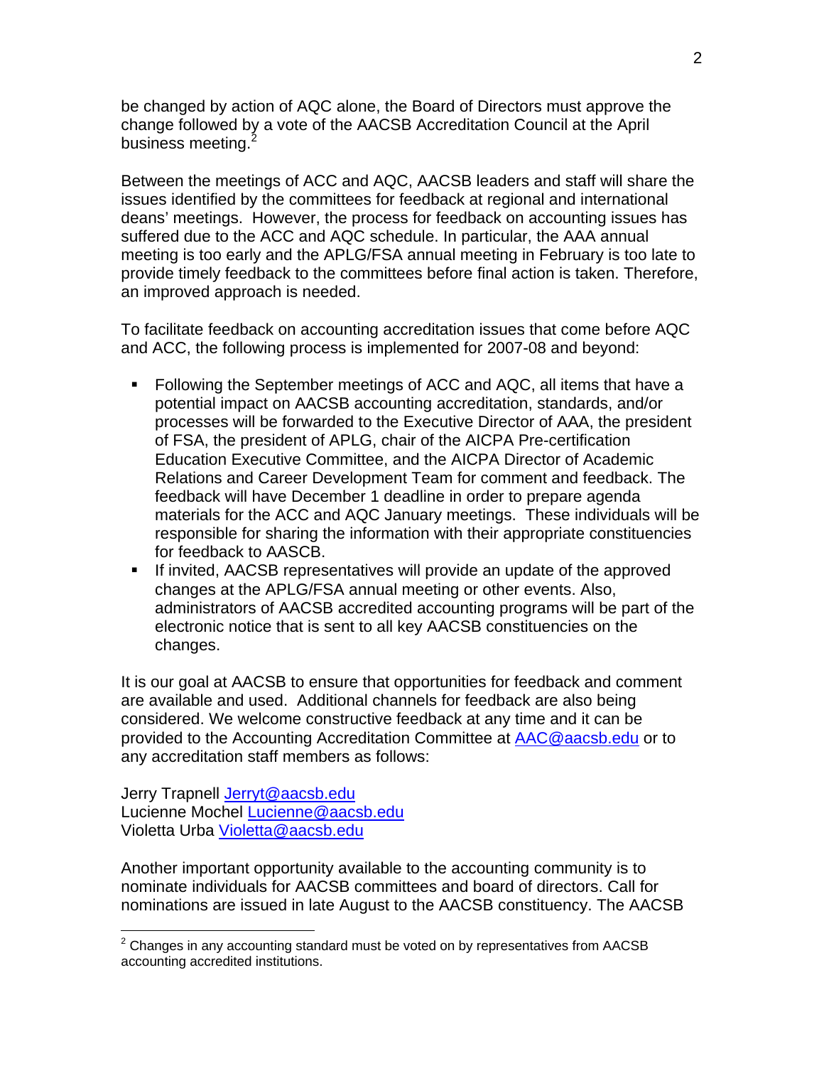be changed by action of AQC alone, the Board of Directors must approve the change followed by a vote of the AACSB Accreditation Council at the April business meeting.[2]

Between the meetings of ACC and AQC, AACSB leaders and staff will share the issues identified by the committees for feedback at regional and international deans' meetings. However, the process for feedback on accounting issues has suffered due to the ACC and AQC schedule. In particular, the AAA annual meeting is too early and the APLG/FSA annual meeting in February is too late to provide timely feedback to the committees before final action is taken. Therefore, an improved approach is needed.

To facilitate feedback on accounting accreditation issues that come before AQC and ACC, the following process is implemented for 2007-08 and beyond:

- Following the September meetings of ACC and AQC, all items that have a potential impact on AACSB accounting accreditation, standards, and/or processes will be forwarded to the Executive Director of AAA, the president of FSA, the president of APLG, chair of the AICPA Pre-certification Education Executive Committee, and the AICPA Director of Academic Relations and Career Development Team for comment and feedback. The feedback will have December 1 deadline in order to prepare agenda materials for the ACC and AQC January meetings. These individuals will be responsible for sharing the information with their appropriate constituencies for feedback to AASCB.
- If invited, AACSB representatives will provide an update of the approved changes at the APLG/FSA annual meeting or other events. Also, administrators of AACSB accredited accounting programs will be part of the electronic notice that is sent to all key AACSB constituencies on the changes.

It is our goal at AACSB to ensure that opportunities for feedback and comment are available and used. Additional channels for feedback are also being considered. We welcome constructive feedback at any time and it can be provided to the Accounting Accreditation Committee at AAC@aacsb.edu or to any accreditation staff members as follows:

Jerry Trapnell Jerryt@aacsb.edu
Lucienne Mochel Lucienne@aacsb.edu
Violetta Urba Violetta@aacsb.edu

Another important opportunity available to the accounting community is to nominate individuals for AACSB committees and board of directors. Call for nominations are issued in late August to the AACSB constituency. The AACSB

[2] Changes in any accounting standard must be voted on by representatives from AACSB accounting accredited institutions.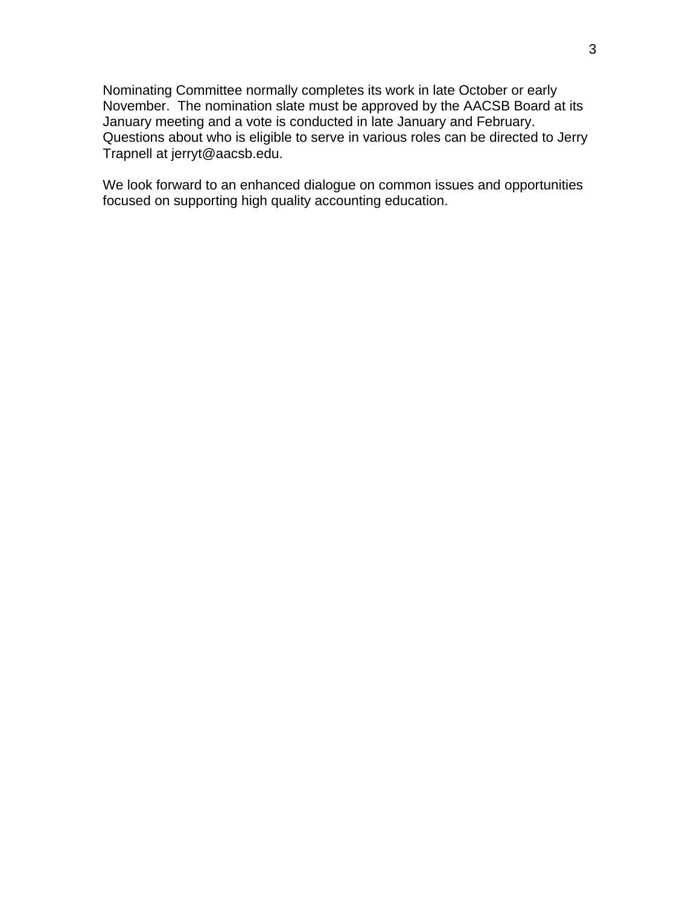Nominating Committee normally completes its work in late October or early November. The nomination slate must be approved by the AACSB Board at its January meeting and a vote is conducted in late January and February. Questions about who is eligible to serve in various roles can be directed to Jerry Trapnell at jerryt@aacsb.edu.

We look forward to an enhanced dialogue on common issues and opportunities focused on supporting high quality accounting education.